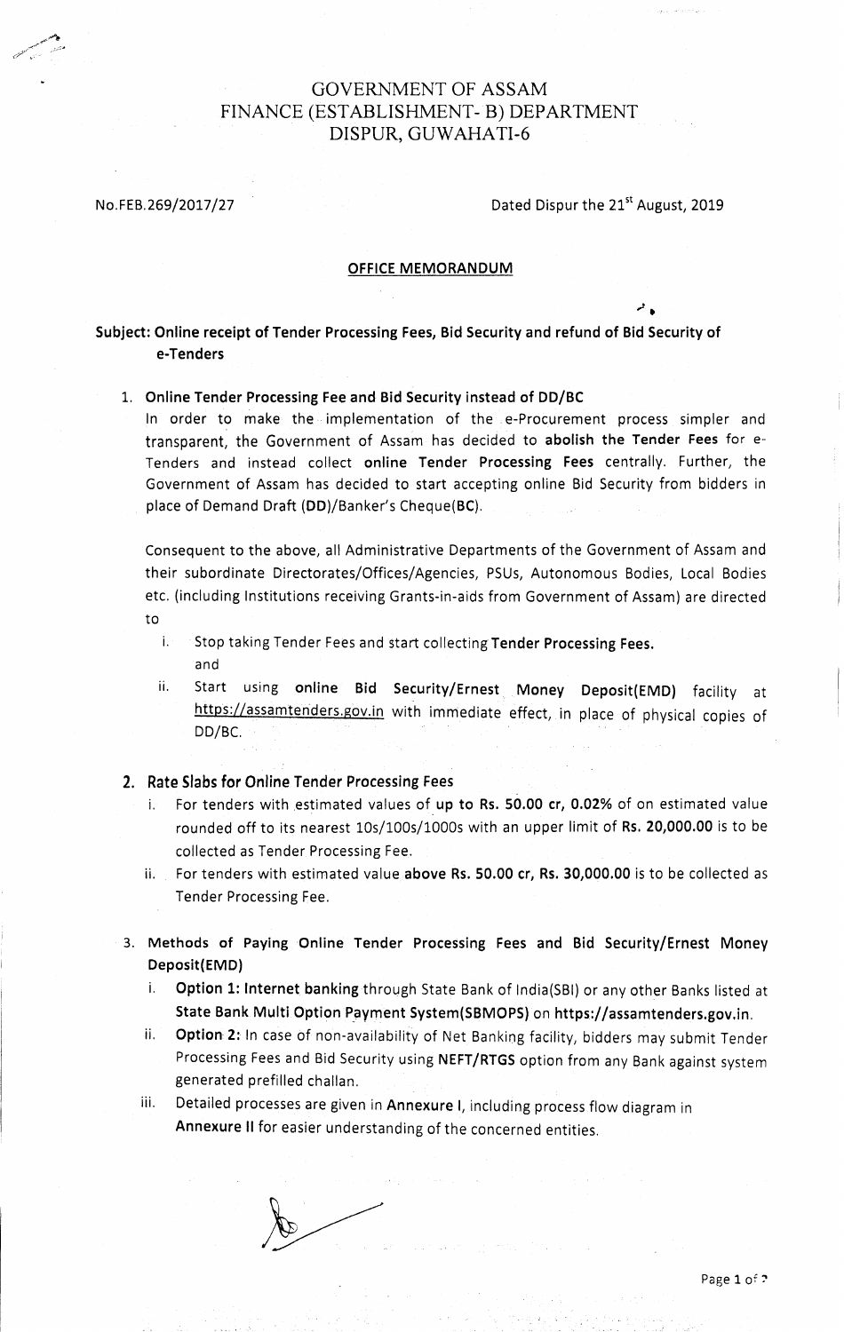# GOVERNMENT OF ASSAM
## FINANCE (ESTABLISHMENT- B) DEPARTMENT
## DISPUR, GUWAHATI-6

No.FEB.269/2017/27

Dated Dispur the 21st August, 2019

**OFFICE MEMORANDUM**

**Subject: Online receipt of Tender Processing Fees, Bid Security and refund of Bid Security of e-Tenders**

1. **Online Tender Processing Fee and Bid Security instead of DD/BC**

   In order to make the implementation of the e-Procurement process simpler and transparent, the Government of Assam has decided to **abolish the Tender Fees** for e-Tenders and instead collect **online Tender Processing Fees** centrally. Further, the Government of Assam has decided to start accepting online Bid Security from bidders in place of Demand Draft (**DD**)/Banker's Cheque(**BC**).

   Consequent to the above, all Administrative Departments of the Government of Assam and their subordinate Directorates/Offices/Agencies, PSUs, Autonomous Bodies, Local Bodies etc. (including Institutions receiving Grants-in-aids from Government of Assam) are directed to

   i. Stop taking Tender Fees and start collecting **Tender Processing Fees.**
   and
   ii. Start using **online Bid Security/Ernest Money Deposit(EMD)** facility at https://assamtenders.gov.in with immediate effect, in place of physical copies of DD/BC.

2. **Rate Slabs for Online Tender Processing Fees**

   i. For tenders with estimated values of **up to Rs. 50.00 cr, 0.02%** of on estimated value rounded off to its nearest 10s/100s/1000s with an upper limit of **Rs. 20,000.00** is to be collected as Tender Processing Fee.
   ii. For tenders with estimated value **above Rs. 50.00 cr, Rs. 30,000.00** is to be collected as Tender Processing Fee.

3. **Methods of Paying Online Tender Processing Fees and Bid Security/Ernest Money Deposit(EMD)**

   i. **Option 1: Internet banking** through State Bank of India(SBI) or any other Banks listed at **State Bank Multi Option Payment System(SBMOPS)** on **https://assamtenders.gov.in.**
   ii. **Option 2:** In case of non-availability of Net Banking facility, bidders may submit Tender Processing Fees and Bid Security using **NEFT/RTGS** option from any Bank against system generated prefilled challan.
   iii. Detailed processes are given in **Annexure I**, including process flow diagram in **Annexure II** for easier understanding of the concerned entities.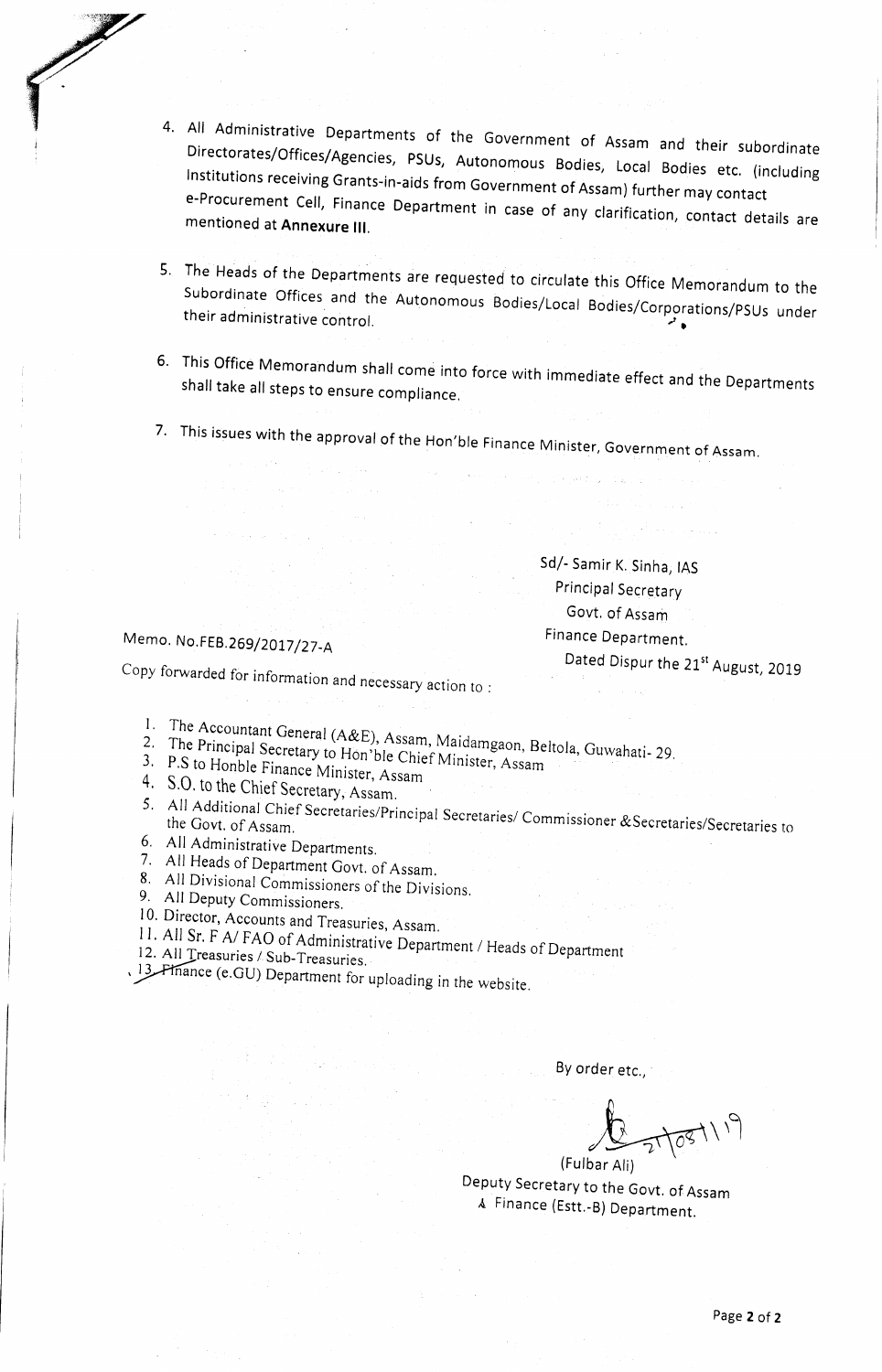4. All Administrative Departments of the Government of Assam and their subordinate Directorates/Offices/Agencies, PSUs, Autonomous Bodies, Local Bodies etc. (including Institutions receiving Grants-in-aids from Government of Assam) further may contact e-Procurement Cell, Finance Department in case of any clarification, contact details are mentioned at **Annexure III**.

5. The Heads of the Departments are requested to circulate this Office Memorandum to the Subordinate Offices and the Autonomous Bodies/Local Bodies/Corporations/PSUs under their administrative control.

6. This Office Memorandum shall come into force with immediate effect and the Departments shall take all steps to ensure compliance.

7. This issues with the approval of the Hon'ble Finance Minister, Government of Assam.

Sd/- Samir K. Sinha, IAS
Principal Secretary
Govt. of Assam
Finance Department.

Memo. No.FEB.269/2017/27-A

Dated Dispur the 21st August, 2019

Copy forwarded for information and necessary action to :

1. The Accountant General (A&E), Assam, Maidamgaon, Beltola, Guwahati- 29.
2. The Principal Secretary to Hon'ble Chief Minister, Assam
3. P.S to Honble Finance Minister, Assam
4. S.O. to the Chief Secretary, Assam.
5. All Additional Chief Secretaries/Principal Secretaries/ Commissioner &Secretaries/Secretaries to the Govt. of Assam.
6. All Administrative Departments.
7. All Heads of Department Govt. of Assam.
8. All Divisional Commissioners of the Divisions.
9. All Deputy Commissioners.
10. Director, Accounts and Treasuries, Assam.
11. All Sr. F A/ FAO of Administrative Department / Heads of Department
12. All Treasuries / Sub-Treasuries.
13. Finance (e.GU) Department for uploading in the website.

By order etc.,

21/08/19

(Fulbar Ali)
Deputy Secretary to the Govt. of Assam
Finance (Estt.-B) Department.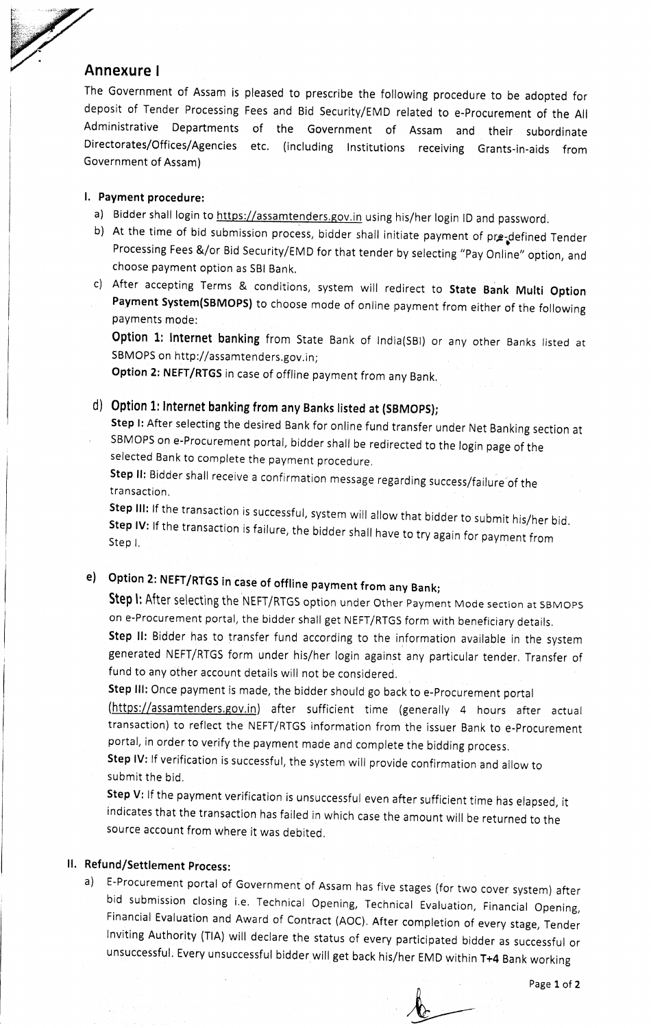## Annexure I

The Government of Assam is pleased to prescribe the following procedure to be adopted for deposit of Tender Processing Fees and Bid Security/EMD related to e-Procurement of the All Administrative Departments of the Government of Assam and their subordinate Directorates/Offices/Agencies etc. (including Institutions receiving Grants-in-aids from Government of Assam)

### I. Payment procedure:

a) Bidder shall login to https://assamtenders.gov.in using his/her login ID and password.

b) At the time of bid submission process, bidder shall initiate payment of pre-defined Tender Processing Fees &/or Bid Security/EMD for that tender by selecting "Pay Online" option, and choose payment option as SBI Bank.

c) After accepting Terms & conditions, system will redirect to **State Bank Multi Option Payment System(SBMOPS)** to choose mode of online payment from either of the following payments mode:

**Option 1: Internet banking** from State Bank of India(SBI) or any other Banks listed at SBMOPS on http://assamtenders.gov.in;

**Option 2: NEFT/RTGS** in case of offline payment from any Bank.

d) **Option 1: Internet banking from any Banks listed at (SBMOPS);**

**Step I:** After selecting the desired Bank for online fund transfer under Net Banking section at SBMOPS on e-Procurement portal, bidder shall be redirected to the login page of the selected Bank to complete the payment procedure.

**Step II:** Bidder shall receive a confirmation message regarding success/failure of the transaction.

**Step III:** If the transaction is successful, system will allow that bidder to submit his/her bid.

**Step IV:** If the transaction is failure, the bidder shall have to try again for payment from Step I.

e) **Option 2: NEFT/RTGS in case of offline payment from any Bank;**

**Step I:** After selecting the NEFT/RTGS option under Other Payment Mode section at SBMOPS on e-Procurement portal, the bidder shall get NEFT/RTGS form with beneficiary details.

**Step II:** Bidder has to transfer fund according to the information available in the system generated NEFT/RTGS form under his/her login against any particular tender. Transfer of fund to any other account details will not be considered.

**Step III:** Once payment is made, the bidder should go back to e-Procurement portal (https://assamtenders.gov.in) after sufficient time (generally 4 hours after actual transaction) to reflect the NEFT/RTGS information from the issuer Bank to e-Procurement portal, in order to verify the payment made and complete the bidding process.

**Step IV:** If verification is successful, the system will provide confirmation and allow to submit the bid.

**Step V:** If the payment verification is unsuccessful even after sufficient time has elapsed, it indicates that the transaction has failed in which case the amount will be returned to the source account from where it was debited.

### II. Refund/Settlement Process:

a) E-Procurement portal of Government of Assam has five stages (for two cover system) after bid submission closing i.e. Technical Opening, Technical Evaluation, Financial Opening, Financial Evaluation and Award of Contract (AOC). After completion of every stage, Tender Inviting Authority (TIA) will declare the status of every participated bidder as successful or unsuccessful. Every unsuccessful bidder will get back his/her EMD within **T+4** Bank working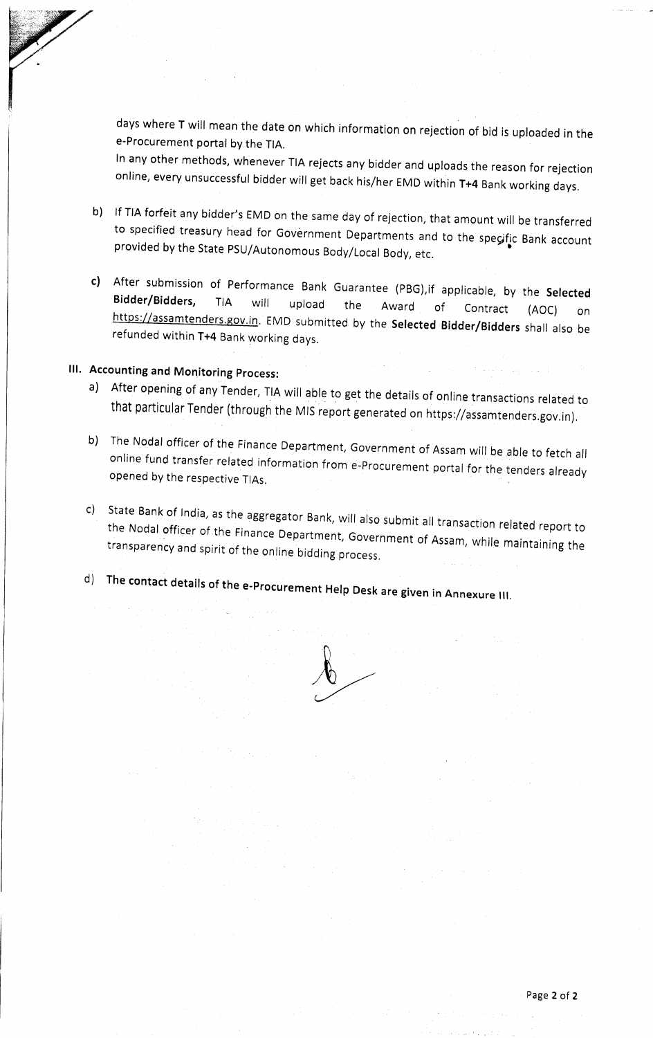days where **T** will mean the date on which information on rejection of bid is uploaded in the e-Procurement portal by the TIA.

In any other methods, whenever TIA rejects any bidder and uploads the reason for rejection online, every unsuccessful bidder will get back his/her EMD within **T+4** Bank working days.

b) If TIA forfeit any bidder's EMD on the same day of rejection, that amount will be transferred to specified treasury head for Government Departments and to the specific Bank account provided by the State PSU/Autonomous Body/Local Body, etc.

c) After submission of Performance Bank Guarantee (PBG),if applicable, by the **Selected Bidder/Bidders,** TIA will upload the Award of Contract (AOC) on https://assamtenders.gov.in. EMD submitted by the **Selected Bidder/Bidders** shall also be refunded within **T+4** Bank working days.

**III. Accounting and Monitoring Process:**

a) After opening of any Tender, TIA will able to get the details of online transactions related to that particular Tender (through the MIS report generated on https://assamtenders.gov.in).

b) The Nodal officer of the Finance Department, Government of Assam will be able to fetch all online fund transfer related information from e-Procurement portal for the tenders already opened by the respective TIAs.

c) State Bank of India, as the aggregator Bank, will also submit all transaction related report to the Nodal officer of the Finance Department, Government of Assam, while maintaining the transparency and spirit of the online bidding process.

d) **The contact details of the e-Procurement Help Desk are given in Annexure III.**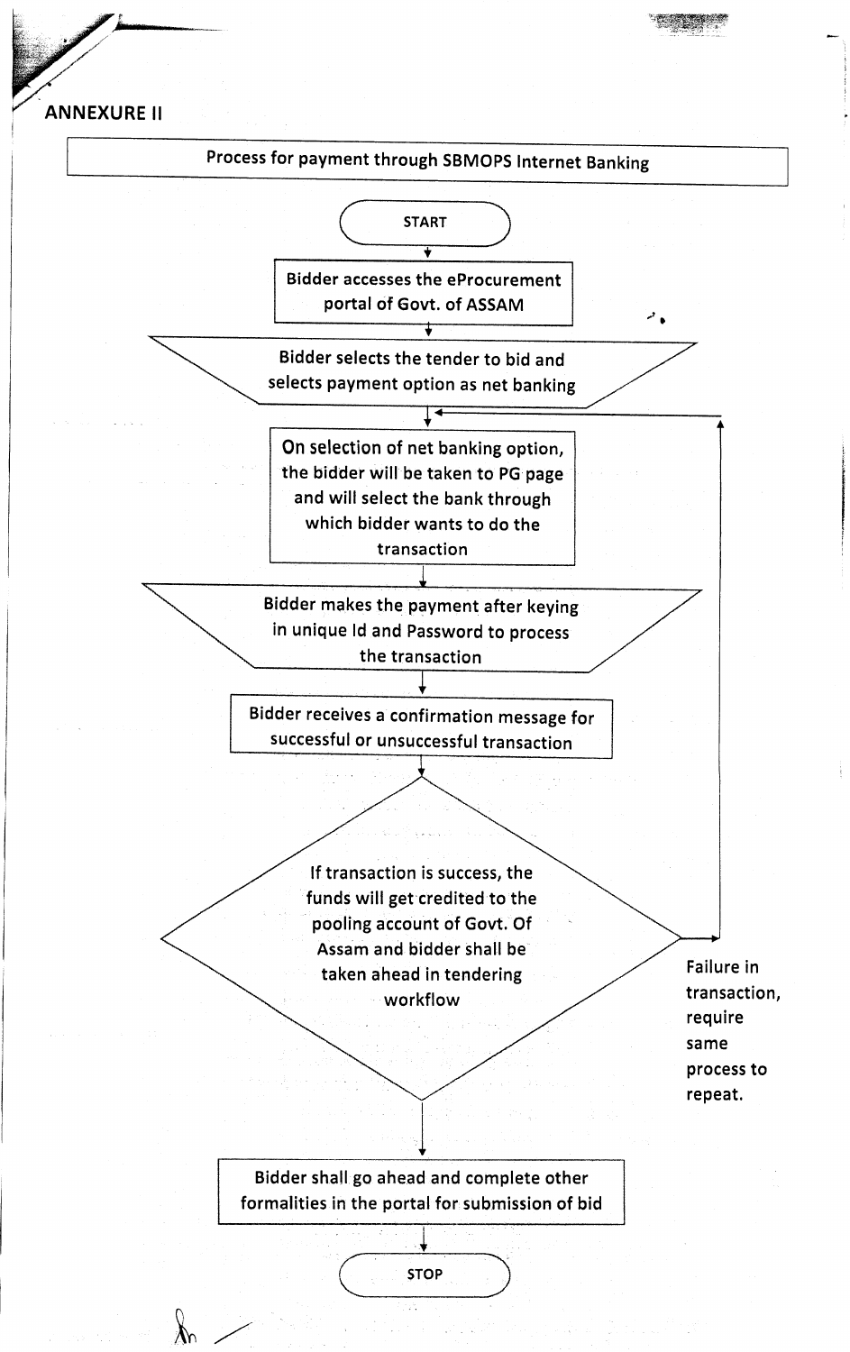## ANNEXURE II

**Process for payment through SBMOPS Internet Banking**

START

Bidder accesses the eProcurement portal of Govt. of ASSAM

Bidder selects the tender to bid and selects payment option as net banking

On selection of net banking option, the bidder will be taken to PG page and will select the bank through which bidder wants to do the transaction

Bidder makes the payment after keying in unique Id and Password to process the transaction

Bidder receives a confirmation message for successful or unsuccessful transaction

If transaction is success, the funds will get credited to the pooling account of Govt. Of Assam and bidder shall be taken ahead in tendering workflow

Failure in transaction, require same process to repeat.

Bidder shall go ahead and complete other formalities in the portal for submission of bid

STOP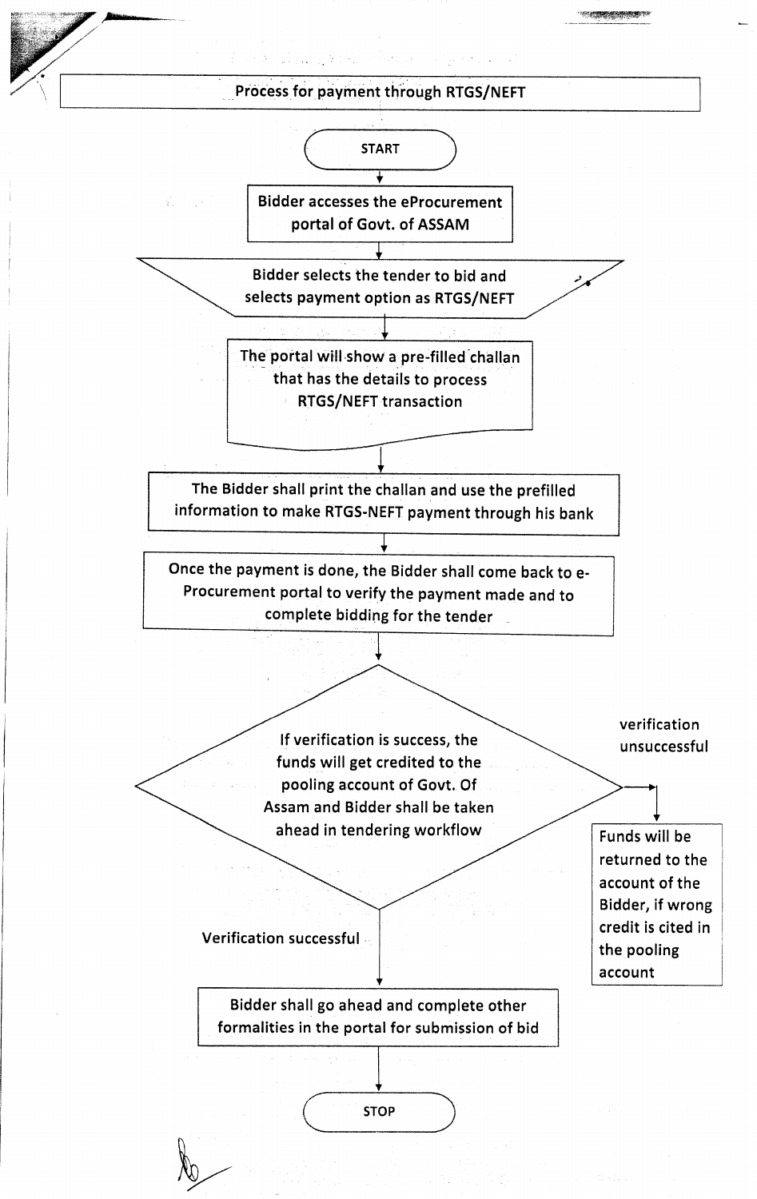# Process for payment through RTGS/NEFT

START

↓

Bidder accesses the eProcurement portal of Govt. of ASSAM

↓

Bidder selects the tender to bid and selects payment option as RTGS/NEFT

↓

The portal will show a pre-filled challan that has the details to process RTGS/NEFT transaction

↓

The Bidder shall print the challan and use the prefilled information to make RTGS-NEFT payment through his bank

↓

Once the payment is done, the Bidder shall come back to e-Procurement portal to verify the payment made and to complete bidding for the tender

↓

If verification is success, the funds will get credited to the pooling account of Govt. Of Assam and Bidder shall be taken ahead in tendering workflow

- verification unsuccessful → Funds will be returned to the account of the Bidder, if wrong credit is cited in the pooling account
- Verification successful ↓

Bidder shall go ahead and complete other formalities in the portal for submission of bid

↓

STOP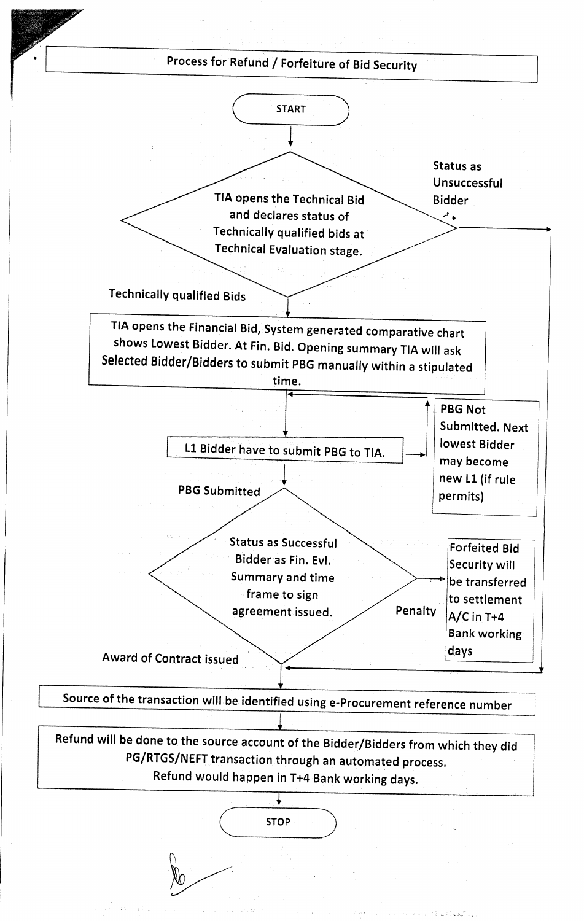# Process for Refund / Forfeiture of Bid Security

START

**TIA opens the Technical Bid and declares status of Technically qualified bids at Technical Evaluation stage.**

- Status as Unsuccessful Bidder → (proceeds to "Source of the transaction will be identified using e-Procurement reference number")
- Technically qualified Bids ↓

TIA opens the Financial Bid, System generated comparative chart shows Lowest Bidder. At Fin. Bid. Opening summary TIA will ask Selected Bidder/Bidders to submit PBG manually within a stipulated time.

↓

L1 Bidder have to submit PBG to TIA.

- PBG Not Submitted. Next lowest Bidder may become new L1 (if rule permits) → (returns to "L1 Bidder have to submit PBG to TIA.")
- PBG Submitted ↓

**Status as Successful Bidder as Fin. Evl. Summary and time frame to sign agreement issued.**

- Penalty → Forfeited Bid Security will be transferred to settlement A/C in T+4 Bank working days
- Award of Contract issued ↓

Source of the transaction will be identified using e-Procurement reference number

↓

Refund will be done to the source account of the Bidder/Bidders from which they did PG/RTGS/NEFT transaction through an automated process.
Refund would happen in T+4 Bank working days.

↓

STOP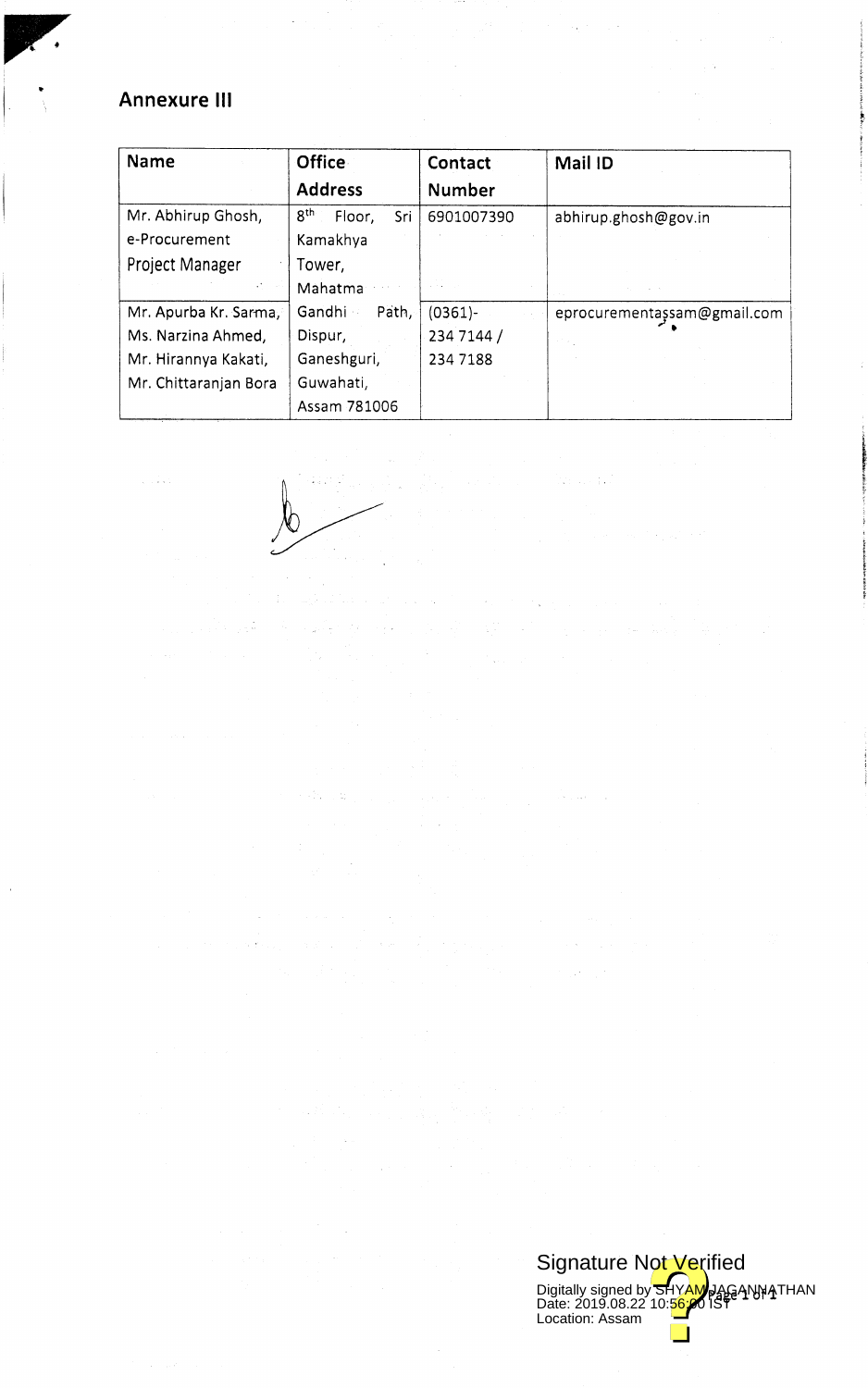## Annexure III

| Name | Office Address | Contact Number | Mail ID |
|---|---|---|---|
| Mr. Abhirup Ghosh, e-Procurement Project Manager | 8th Floor, Sri Kamakhya Tower, Mahatma Gandhi Path, Dispur, Ganeshguri, Guwahati, Assam 781006 | 6901007390 | abhirup.ghosh@gov.in |
| Mr. Apurba Kr. Sarma, Ms. Narzina Ahmed, Mr. Hirannya Kakati, Mr. Chittaranjan Bora | | (0361)-234 7144 / 234 7188 | eprocurementassam@gmail.com |

Signature Not Verified

Digitally signed by SHYAM JAGANNATHAN
Date: 2019.08.22 10:56:00 IST
Location: Assam